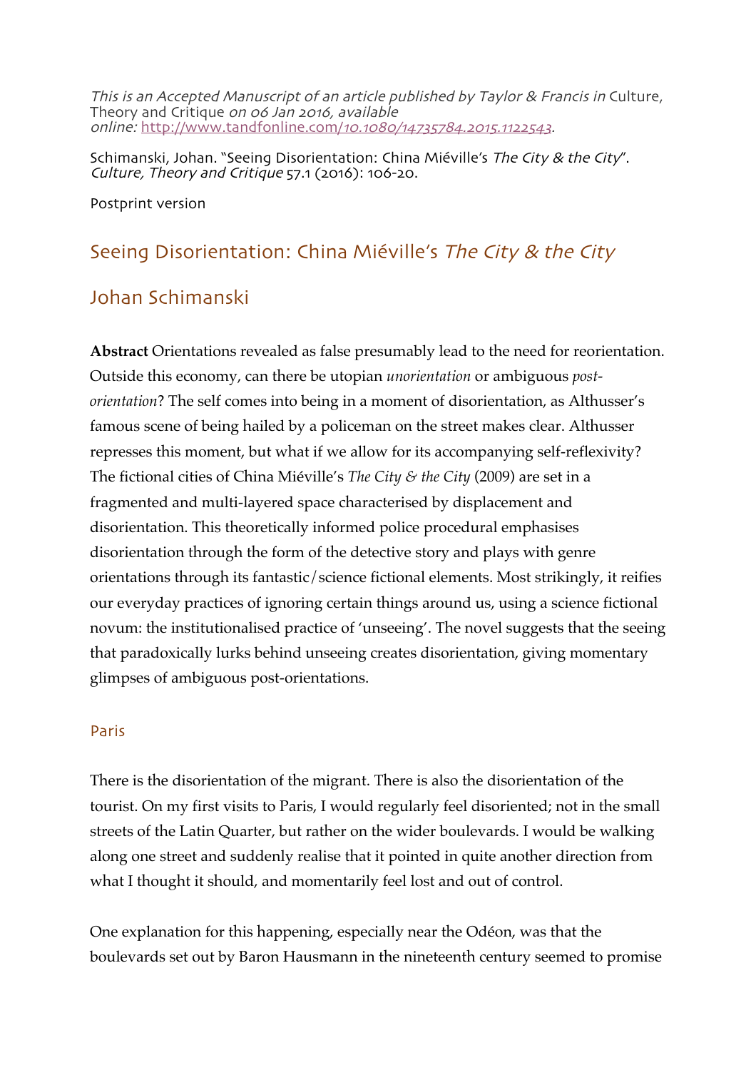*This is an Accepted Manuscript of an article published by Taylor & Francis in* Culture, Theory and Critique *on 06 Jan 2016, available online:* [http://www.tandfonline.com/10.1080/14735784.2015.1122543](http://www.tandfonline.com/10.1080/14735784.2015.1122543).

Schimanski, Johan. "Seeing Disorientation: China Miéville's *The City & the City*". *Culture, Theory and Critique* 57.1 (2016): 106-20.

Postprint version

# Seeing Disorientation: China Miéville's *The City & the City*

## Johan Schimanski

**Abstract** Orientations revealed as false presumably lead to the need for reorientation. Outside this economy, can there be utopian *unorientation* or ambiguous *post-orientation*? The self comes into being in a moment of disorientation, as Althusser's famous scene of being hailed by a policeman on the street makes clear. Althusser represses this moment, but what if we allow for its accompanying self-reflexivity? The fictional cities of China Miéville's *The City & the City* (2009) are set in a fragmented and multi-layered space characterised by displacement and disorientation. This theoretically informed police procedural emphasises disorientation through the form of the detective story and plays with genre orientations through its fantastic/science fictional elements. Most strikingly, it reifies our everyday practices of ignoring certain things around us, using a science fictional novum: the institutionalised practice of 'unseeing'. The novel suggests that the seeing that paradoxically lurks behind unseeing creates disorientation, giving momentary glimpses of ambiguous post-orientations.

### Paris

There is the disorientation of the migrant. There is also the disorientation of the tourist. On my first visits to Paris, I would regularly feel disoriented; not in the small streets of the Latin Quarter, but rather on the wider boulevards. I would be walking along one street and suddenly realise that it pointed in quite another direction from what I thought it should, and momentarily feel lost and out of control.

One explanation for this happening, especially near the Odéon, was that the boulevards set out by Baron Hausmann in the nineteenth century seemed to promise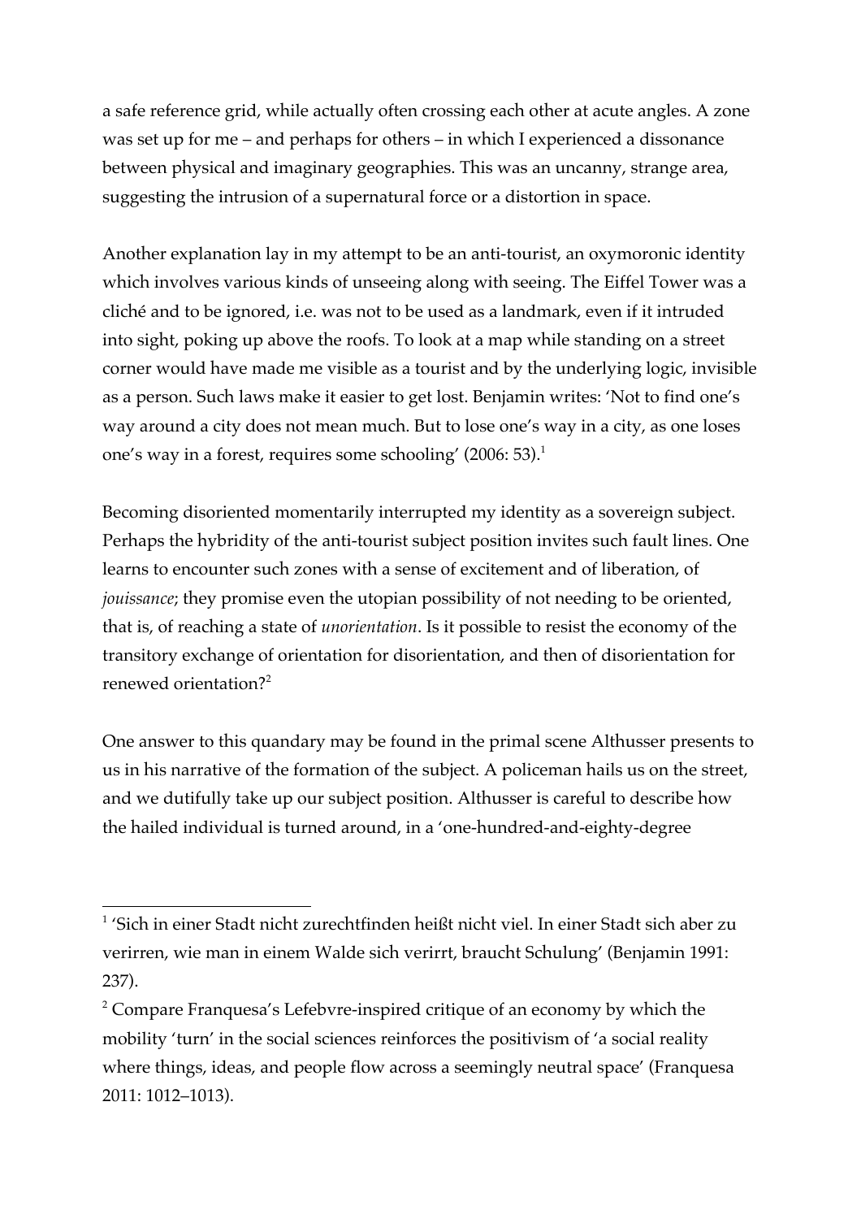a safe reference grid, while actually often crossing each other at acute angles. A zone was set up for me – and perhaps for others – in which I experienced a dissonance between physical and imaginary geographies. This was an uncanny, strange area, suggesting the intrusion of a supernatural force or a distortion in space.

Another explanation lay in my attempt to be an anti-tourist, an oxymoronic identity which involves various kinds of unseeing along with seeing. The Eiffel Tower was a cliché and to be ignored, i.e. was not to be used as a landmark, even if it intruded into sight, poking up above the roofs. To look at a map while standing on a street corner would have made me visible as a tourist and by the underlying logic, invisible as a person. Such laws make it easier to get lost. Benjamin writes: 'Not to find one's way around a city does not mean much. But to lose one's way in a city, as one loses one's way in a forest, requires some schooling' (2006: 53).[1]

Becoming disoriented momentarily interrupted my identity as a sovereign subject. Perhaps the hybridity of the anti-tourist subject position invites such fault lines. One learns to encounter such zones with a sense of excitement and of liberation, of *jouissance*; they promise even the utopian possibility of not needing to be oriented, that is, of reaching a state of *unorientation*. Is it possible to resist the economy of the transitory exchange of orientation for disorientation, and then of disorientation for renewed orientation?[2]

One answer to this quandary may be found in the primal scene Althusser presents to us in his narrative of the formation of the subject. A policeman hails us on the street, and we dutifully take up our subject position. Althusser is careful to describe how the hailed individual is turned around, in a 'one-hundred-and-eighty-degree

---

[1] 'Sich in einer Stadt nicht zurechtfinden heißt nicht viel. In einer Stadt sich aber zu verirren, wie man in einem Walde sich verirrt, braucht Schulung' (Benjamin 1991: 237).

[2] Compare Franquesa's Lefebvre-inspired critique of an economy by which the mobility 'turn' in the social sciences reinforces the positivism of 'a social reality where things, ideas, and people flow across a seemingly neutral space' (Franquesa 2011: 1012–1013).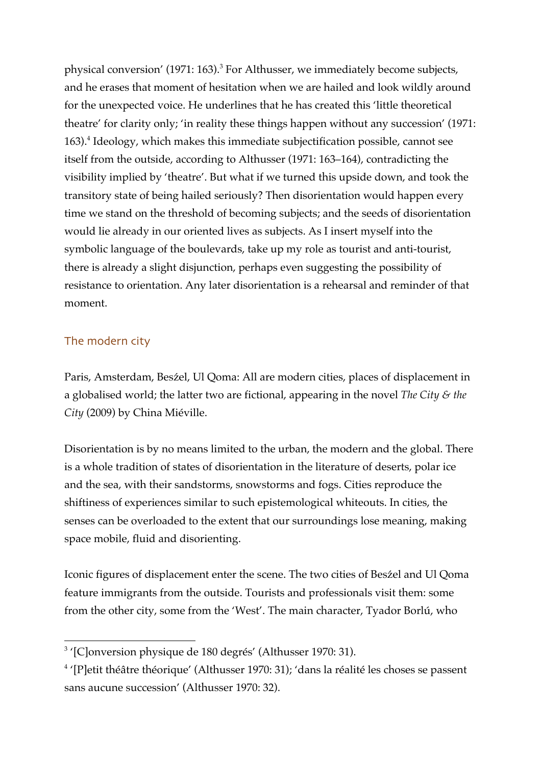physical conversion' (1971: 163).[3] For Althusser, we immediately become subjects, and he erases that moment of hesitation when we are hailed and look wildly around for the unexpected voice. He underlines that he has created this 'little theoretical theatre' for clarity only; 'in reality these things happen without any succession' (1971: 163).[4] Ideology, which makes this immediate subjectification possible, cannot see itself from the outside, according to Althusser (1971: 163–164), contradicting the visibility implied by 'theatre'. But what if we turned this upside down, and took the transitory state of being hailed seriously? Then disorientation would happen every time we stand on the threshold of becoming subjects; and the seeds of disorientation would lie already in our oriented lives as subjects. As I insert myself into the symbolic language of the boulevards, take up my role as tourist and anti-tourist, there is already a slight disjunction, perhaps even suggesting the possibility of resistance to orientation. Any later disorientation is a rehearsal and reminder of that moment.

## The modern city

Paris, Amsterdam, Besźel, Ul Qoma: All are modern cities, places of displacement in a globalised world; the latter two are fictional, appearing in the novel *The City & the City* (2009) by China Miéville.

Disorientation is by no means limited to the urban, the modern and the global. There is a whole tradition of states of disorientation in the literature of deserts, polar ice and the sea, with their sandstorms, snowstorms and fogs. Cities reproduce the shiftiness of experiences similar to such epistemological whiteouts. In cities, the senses can be overloaded to the extent that our surroundings lose meaning, making space mobile, fluid and disorienting.

Iconic figures of displacement enter the scene. The two cities of Besźel and Ul Qoma feature immigrants from the outside. Tourists and professionals visit them: some from the other city, some from the 'West'. The main character, Tyador Borlú, who

---

[3] '[C]onversion physique de 180 degrés' (Althusser 1970: 31).

[4] '[P]etit théâtre théorique' (Althusser 1970: 31); 'dans la réalité les choses se passent sans aucune succession' (Althusser 1970: 32).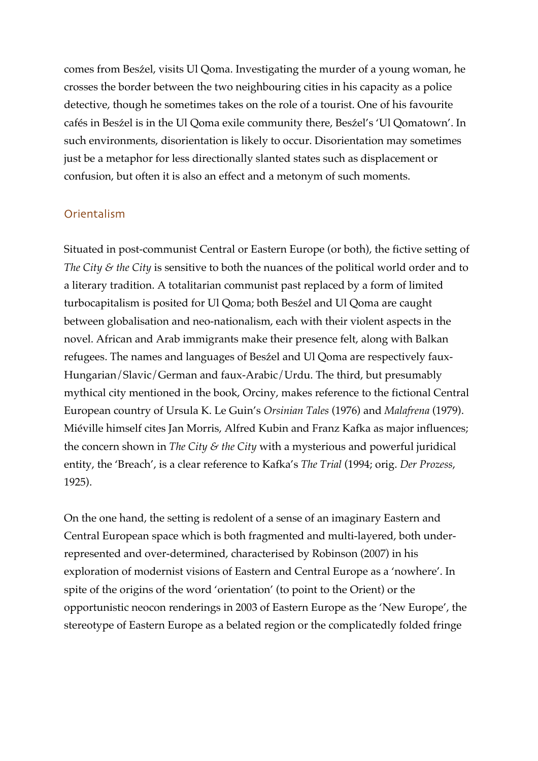comes from Besźel, visits Ul Qoma. Investigating the murder of a young woman, he crosses the border between the two neighbouring cities in his capacity as a police detective, though he sometimes takes on the role of a tourist. One of his favourite cafés in Besźel is in the Ul Qoma exile community there, Besźel's 'Ul Qomatown'. In such environments, disorientation is likely to occur. Disorientation may sometimes just be a metaphor for less directionally slanted states such as displacement or confusion, but often it is also an effect and a metonym of such moments.

## Orientalism

Situated in post-communist Central or Eastern Europe (or both), the fictive setting of *The City & the City* is sensitive to both the nuances of the political world order and to a literary tradition. A totalitarian communist past replaced by a form of limited turbocapitalism is posited for Ul Qoma; both Besźel and Ul Qoma are caught between globalisation and neo-nationalism, each with their violent aspects in the novel. African and Arab immigrants make their presence felt, along with Balkan refugees. The names and languages of Besźel and Ul Qoma are respectively faux-Hungarian/Slavic/German and faux-Arabic/Urdu. The third, but presumably mythical city mentioned in the book, Orciny, makes reference to the fictional Central European country of Ursula K. Le Guin's *Orsinian Tales* (1976) and *Malafrena* (1979). Miéville himself cites Jan Morris, Alfred Kubin and Franz Kafka as major influences; the concern shown in *The City & the City* with a mysterious and powerful juridical entity, the 'Breach', is a clear reference to Kafka's *The Trial* (1994; orig. *Der Prozess*, 1925).

On the one hand, the setting is redolent of a sense of an imaginary Eastern and Central European space which is both fragmented and multi-layered, both under-represented and over-determined, characterised by Robinson (2007) in his exploration of modernist visions of Eastern and Central Europe as a 'nowhere'. In spite of the origins of the word 'orientation' (to point to the Orient) or the opportunistic neocon renderings in 2003 of Eastern Europe as the 'New Europe', the stereotype of Eastern Europe as a belated region or the complicatedly folded fringe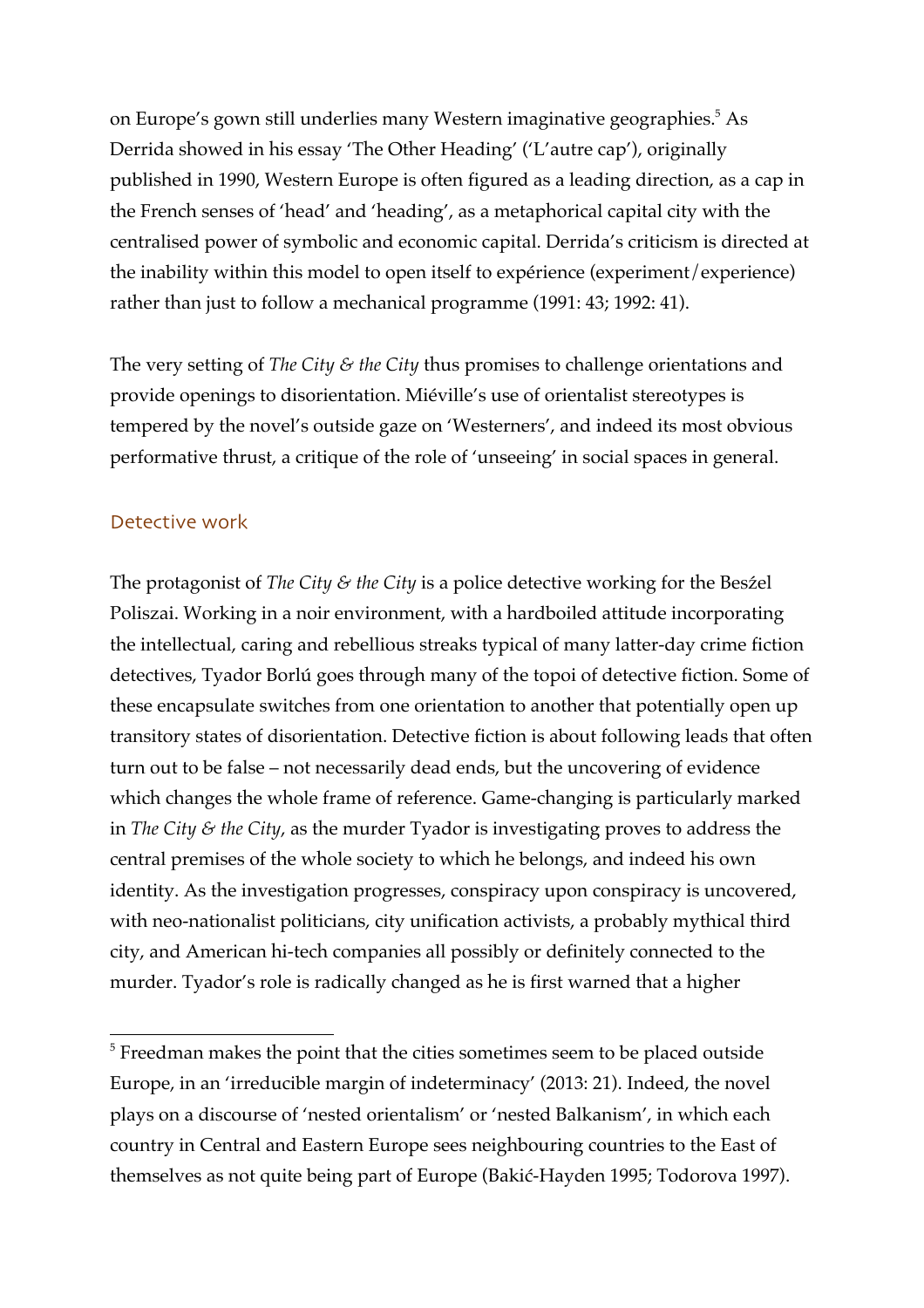on Europe's gown still underlies many Western imaginative geographies.[5] As Derrida showed in his essay 'The Other Heading' ('L'autre cap'), originally published in 1990, Western Europe is often figured as a leading direction, as a cap in the French senses of 'head' and 'heading', as a metaphorical capital city with the centralised power of symbolic and economic capital. Derrida's criticism is directed at the inability within this model to open itself to expérience (experiment/experience) rather than just to follow a mechanical programme (1991: 43; 1992: 41).

The very setting of *The City & the City* thus promises to challenge orientations and provide openings to disorientation. Miéville's use of orientalist stereotypes is tempered by the novel's outside gaze on 'Westerners', and indeed its most obvious performative thrust, a critique of the role of 'unseeing' in social spaces in general.

## Detective work

The protagonist of *The City & the City* is a police detective working for the Besźel Poliszai. Working in a noir environment, with a hardboiled attitude incorporating the intellectual, caring and rebellious streaks typical of many latter-day crime fiction detectives, Tyador Borlú goes through many of the topoi of detective fiction. Some of these encapsulate switches from one orientation to another that potentially open up transitory states of disorientation. Detective fiction is about following leads that often turn out to be false – not necessarily dead ends, but the uncovering of evidence which changes the whole frame of reference. Game-changing is particularly marked in *The City & the City*, as the murder Tyador is investigating proves to address the central premises of the whole society to which he belongs, and indeed his own identity. As the investigation progresses, conspiracy upon conspiracy is uncovered, with neo-nationalist politicians, city unification activists, a probably mythical third city, and American hi-tech companies all possibly or definitely connected to the murder. Tyador's role is radically changed as he is first warned that a higher

[5] Freedman makes the point that the cities sometimes seem to be placed outside Europe, in an 'irreducible margin of indeterminacy' (2013: 21). Indeed, the novel plays on a discourse of 'nested orientalism' or 'nested Balkanism', in which each country in Central and Eastern Europe sees neighbouring countries to the East of themselves as not quite being part of Europe (Bakić-Hayden 1995; Todorova 1997).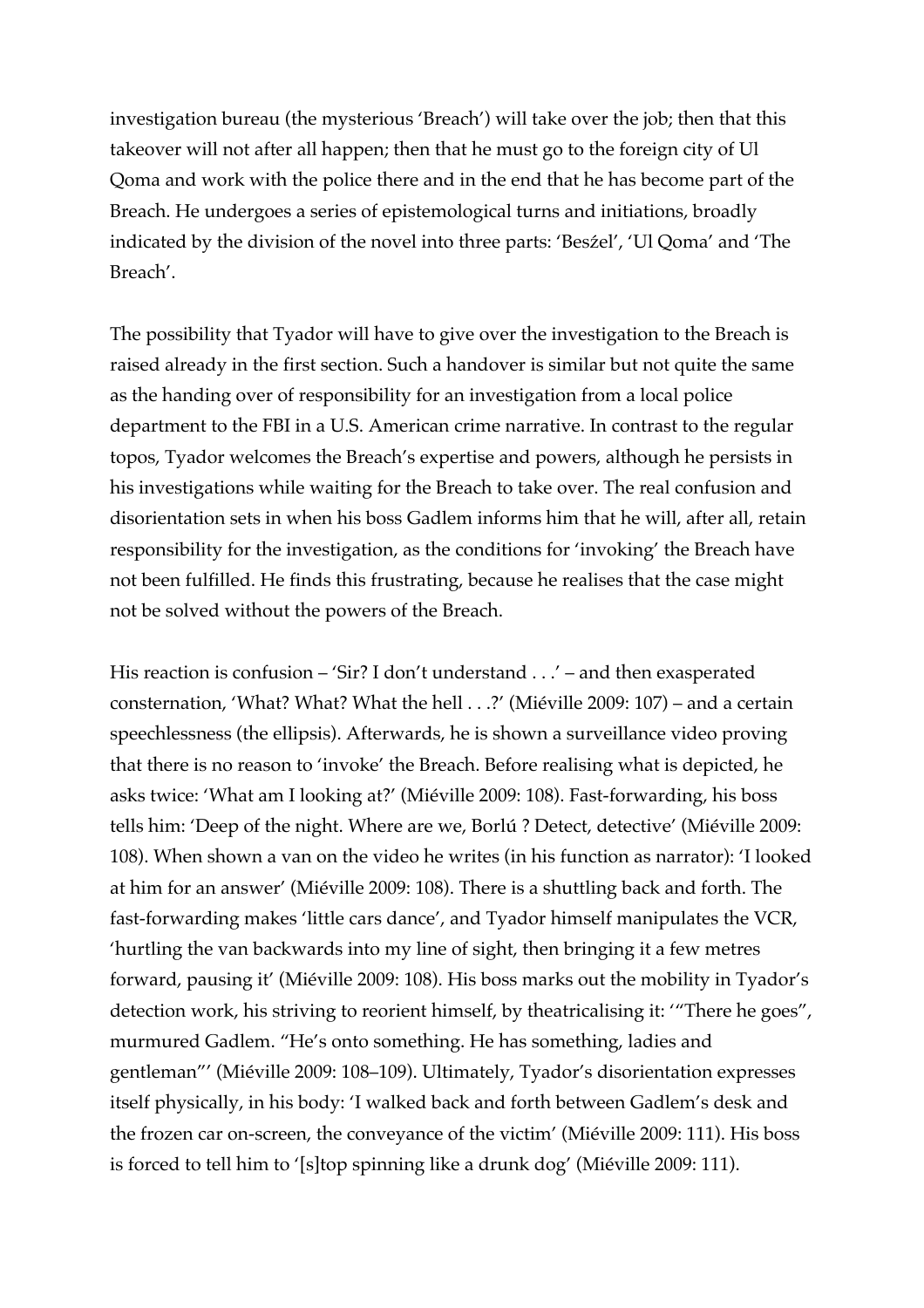investigation bureau (the mysterious 'Breach') will take over the job; then that this takeover will not after all happen; then that he must go to the foreign city of Ul Qoma and work with the police there and in the end that he has become part of the Breach. He undergoes a series of epistemological turns and initiations, broadly indicated by the division of the novel into three parts: 'Besźel', 'Ul Qoma' and 'The Breach'.

The possibility that Tyador will have to give over the investigation to the Breach is raised already in the first section. Such a handover is similar but not quite the same as the handing over of responsibility for an investigation from a local police department to the FBI in a U.S. American crime narrative. In contrast to the regular topos, Tyador welcomes the Breach's expertise and powers, although he persists in his investigations while waiting for the Breach to take over. The real confusion and disorientation sets in when his boss Gadlem informs him that he will, after all, retain responsibility for the investigation, as the conditions for 'invoking' the Breach have not been fulfilled. He finds this frustrating, because he realises that the case might not be solved without the powers of the Breach.

His reaction is confusion – 'Sir? I don't understand . . .' – and then exasperated consternation, 'What? What? What the hell . . .?' (Miéville 2009: 107) – and a certain speechlessness (the ellipsis). Afterwards, he is shown a surveillance video proving that there is no reason to 'invoke' the Breach. Before realising what is depicted, he asks twice: 'What am I looking at?' (Miéville 2009: 108). Fast-forwarding, his boss tells him: 'Deep of the night. Where are we, Borlú ? Detect, detective' (Miéville 2009: 108). When shown a van on the video he writes (in his function as narrator): 'I looked at him for an answer' (Miéville 2009: 108). There is a shuttling back and forth. The fast-forwarding makes 'little cars dance', and Tyador himself manipulates the VCR, 'hurtling the van backwards into my line of sight, then bringing it a few metres forward, pausing it' (Miéville 2009: 108). His boss marks out the mobility in Tyador's detection work, his striving to reorient himself, by theatricalising it: '"There he goes", murmured Gadlem. "He's onto something. He has something, ladies and gentleman"' (Miéville 2009: 108–109). Ultimately, Tyador's disorientation expresses itself physically, in his body: 'I walked back and forth between Gadlem's desk and the frozen car on-screen, the conveyance of the victim' (Miéville 2009: 111). His boss is forced to tell him to '[s]top spinning like a drunk dog' (Miéville 2009: 111).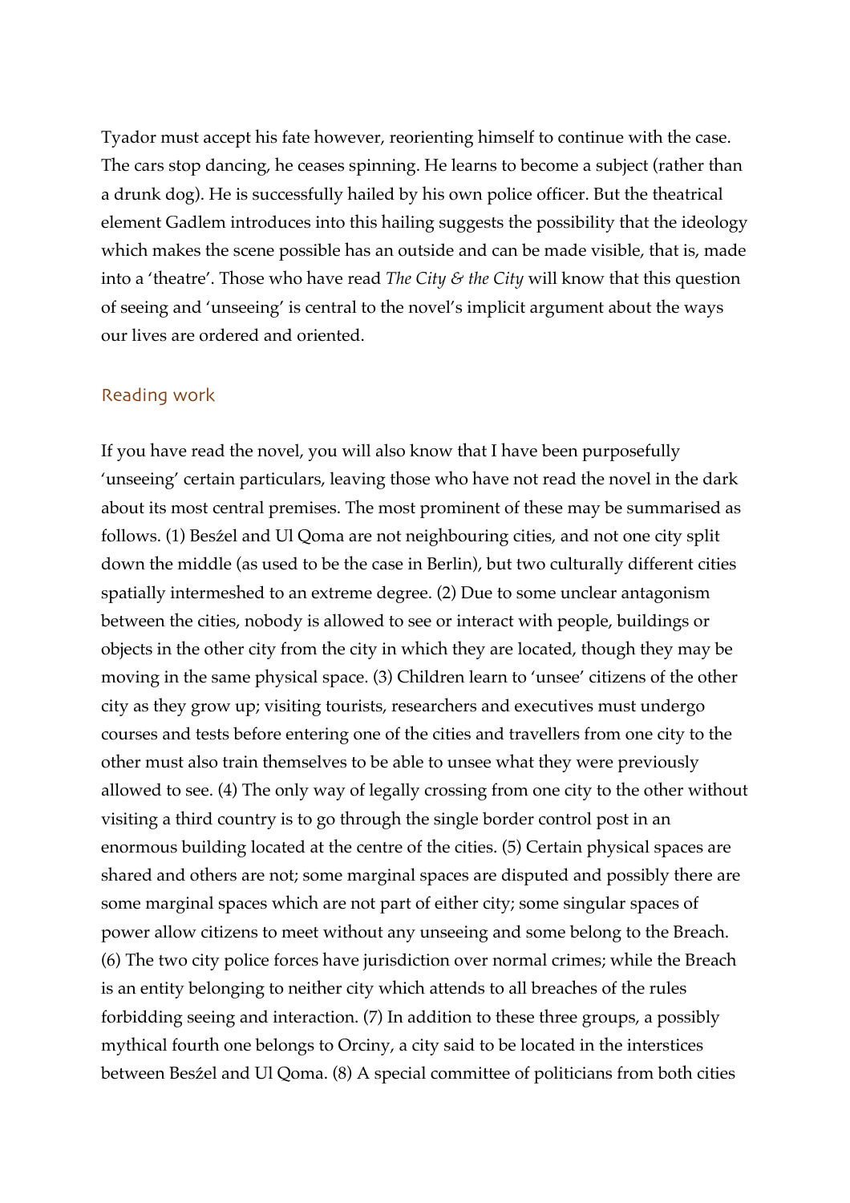Tyador must accept his fate however, reorienting himself to continue with the case. The cars stop dancing, he ceases spinning. He learns to become a subject (rather than a drunk dog). He is successfully hailed by his own police officer. But the theatrical element Gadlem introduces into this hailing suggests the possibility that the ideology which makes the scene possible has an outside and can be made visible, that is, made into a 'theatre'. Those who have read *The City & the City* will know that this question of seeing and 'unseeing' is central to the novel's implicit argument about the ways our lives are ordered and oriented.

## Reading work

If you have read the novel, you will also know that I have been purposefully 'unseeing' certain particulars, leaving those who have not read the novel in the dark about its most central premises. The most prominent of these may be summarised as follows. (1) Besźel and Ul Qoma are not neighbouring cities, and not one city split down the middle (as used to be the case in Berlin), but two culturally different cities spatially intermeshed to an extreme degree. (2) Due to some unclear antagonism between the cities, nobody is allowed to see or interact with people, buildings or objects in the other city from the city in which they are located, though they may be moving in the same physical space. (3) Children learn to 'unsee' citizens of the other city as they grow up; visiting tourists, researchers and executives must undergo courses and tests before entering one of the cities and travellers from one city to the other must also train themselves to be able to unsee what they were previously allowed to see. (4) The only way of legally crossing from one city to the other without visiting a third country is to go through the single border control post in an enormous building located at the centre of the cities. (5) Certain physical spaces are shared and others are not; some marginal spaces are disputed and possibly there are some marginal spaces which are not part of either city; some singular spaces of power allow citizens to meet without any unseeing and some belong to the Breach. (6) The two city police forces have jurisdiction over normal crimes; while the Breach is an entity belonging to neither city which attends to all breaches of the rules forbidding seeing and interaction. (7) In addition to these three groups, a possibly mythical fourth one belongs to Orciny, a city said to be located in the interstices between Besźel and Ul Qoma. (8) A special committee of politicians from both cities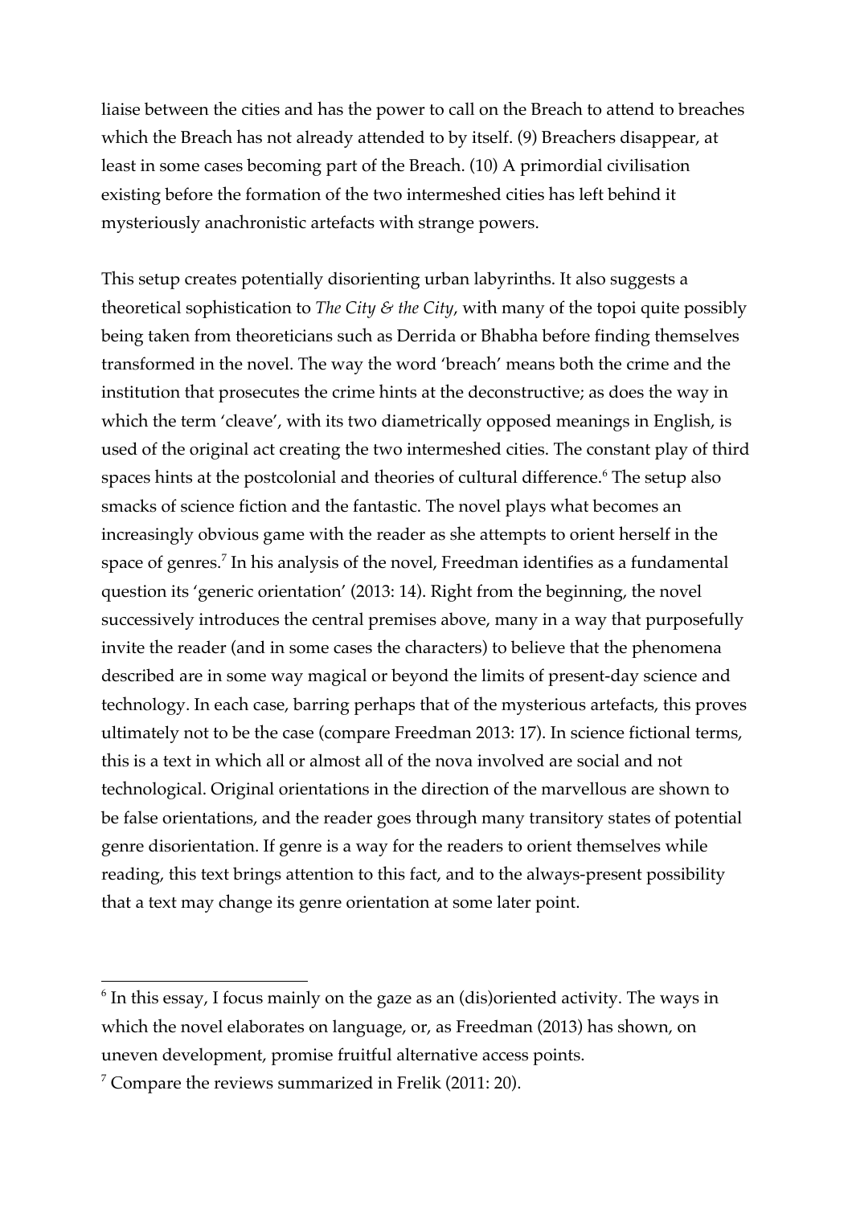liaise between the cities and has the power to call on the Breach to attend to breaches which the Breach has not already attended to by itself. (9) Breachers disappear, at least in some cases becoming part of the Breach. (10) A primordial civilisation existing before the formation of the two intermeshed cities has left behind it mysteriously anachronistic artefacts with strange powers.

This setup creates potentially disorienting urban labyrinths. It also suggests a theoretical sophistication to *The City & the City*, with many of the topoi quite possibly being taken from theoreticians such as Derrida or Bhabha before finding themselves transformed in the novel. The way the word 'breach' means both the crime and the institution that prosecutes the crime hints at the deconstructive; as does the way in which the term 'cleave', with its two diametrically opposed meanings in English, is used of the original act creating the two intermeshed cities. The constant play of third spaces hints at the postcolonial and theories of cultural difference.[6] The setup also smacks of science fiction and the fantastic. The novel plays what becomes an increasingly obvious game with the reader as she attempts to orient herself in the space of genres.[7] In his analysis of the novel, Freedman identifies as a fundamental question its 'generic orientation' (2013: 14). Right from the beginning, the novel successively introduces the central premises above, many in a way that purposefully invite the reader (and in some cases the characters) to believe that the phenomena described are in some way magical or beyond the limits of present-day science and technology. In each case, barring perhaps that of the mysterious artefacts, this proves ultimately not to be the case (compare Freedman 2013: 17). In science fictional terms, this is a text in which all or almost all of the nova involved are social and not technological. Original orientations in the direction of the marvellous are shown to be false orientations, and the reader goes through many transitory states of potential genre disorientation. If genre is a way for the readers to orient themselves while reading, this text brings attention to this fact, and to the always-present possibility that a text may change its genre orientation at some later point.

---

[6] In this essay, I focus mainly on the gaze as an (dis)oriented activity. The ways in which the novel elaborates on language, or, as Freedman (2013) has shown, on uneven development, promise fruitful alternative access points.

[7] Compare the reviews summarized in Frelik (2011: 20).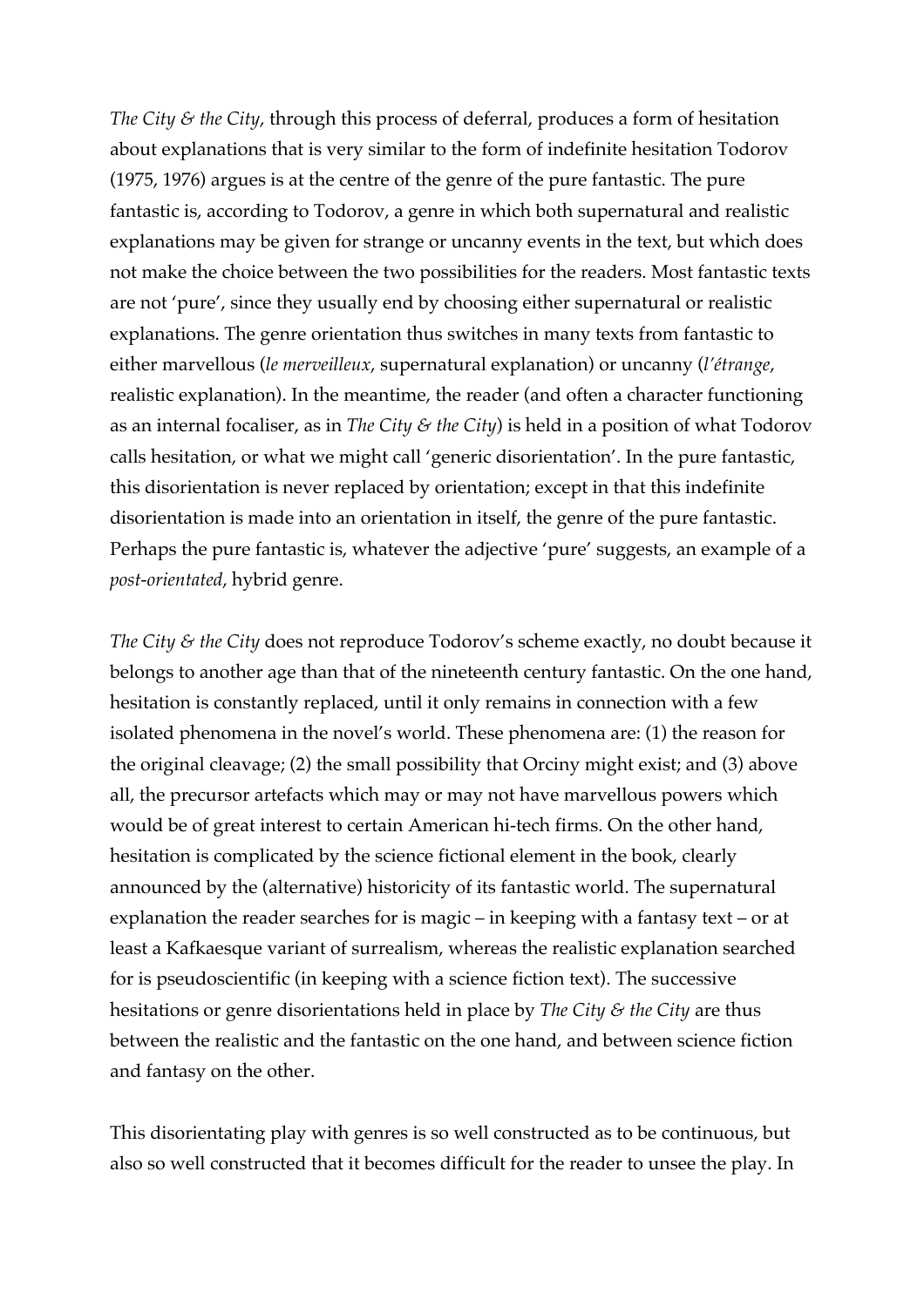*The City & the City*, through this process of deferral, produces a form of hesitation about explanations that is very similar to the form of indefinite hesitation Todorov (1975, 1976) argues is at the centre of the genre of the pure fantastic. The pure fantastic is, according to Todorov, a genre in which both supernatural and realistic explanations may be given for strange or uncanny events in the text, but which does not make the choice between the two possibilities for the readers. Most fantastic texts are not 'pure', since they usually end by choosing either supernatural or realistic explanations. The genre orientation thus switches in many texts from fantastic to either marvellous (*le merveilleux*, supernatural explanation) or uncanny (*l'étrange*, realistic explanation). In the meantime, the reader (and often a character functioning as an internal focaliser, as in *The City & the City*) is held in a position of what Todorov calls hesitation, or what we might call 'generic disorientation'. In the pure fantastic, this disorientation is never replaced by orientation; except in that this indefinite disorientation is made into an orientation in itself, the genre of the pure fantastic. Perhaps the pure fantastic is, whatever the adjective 'pure' suggests, an example of a *post-orientated*, hybrid genre.

*The City & the City* does not reproduce Todorov's scheme exactly, no doubt because it belongs to another age than that of the nineteenth century fantastic. On the one hand, hesitation is constantly replaced, until it only remains in connection with a few isolated phenomena in the novel's world. These phenomena are: (1) the reason for the original cleavage; (2) the small possibility that Orciny might exist; and (3) above all, the precursor artefacts which may or may not have marvellous powers which would be of great interest to certain American hi-tech firms. On the other hand, hesitation is complicated by the science fictional element in the book, clearly announced by the (alternative) historicity of its fantastic world. The supernatural explanation the reader searches for is magic – in keeping with a fantasy text – or at least a Kafkaesque variant of surrealism, whereas the realistic explanation searched for is pseudoscientific (in keeping with a science fiction text). The successive hesitations or genre disorientations held in place by *The City & the City* are thus between the realistic and the fantastic on the one hand, and between science fiction and fantasy on the other.

This disorientating play with genres is so well constructed as to be continuous, but also so well constructed that it becomes difficult for the reader to unsee the play. In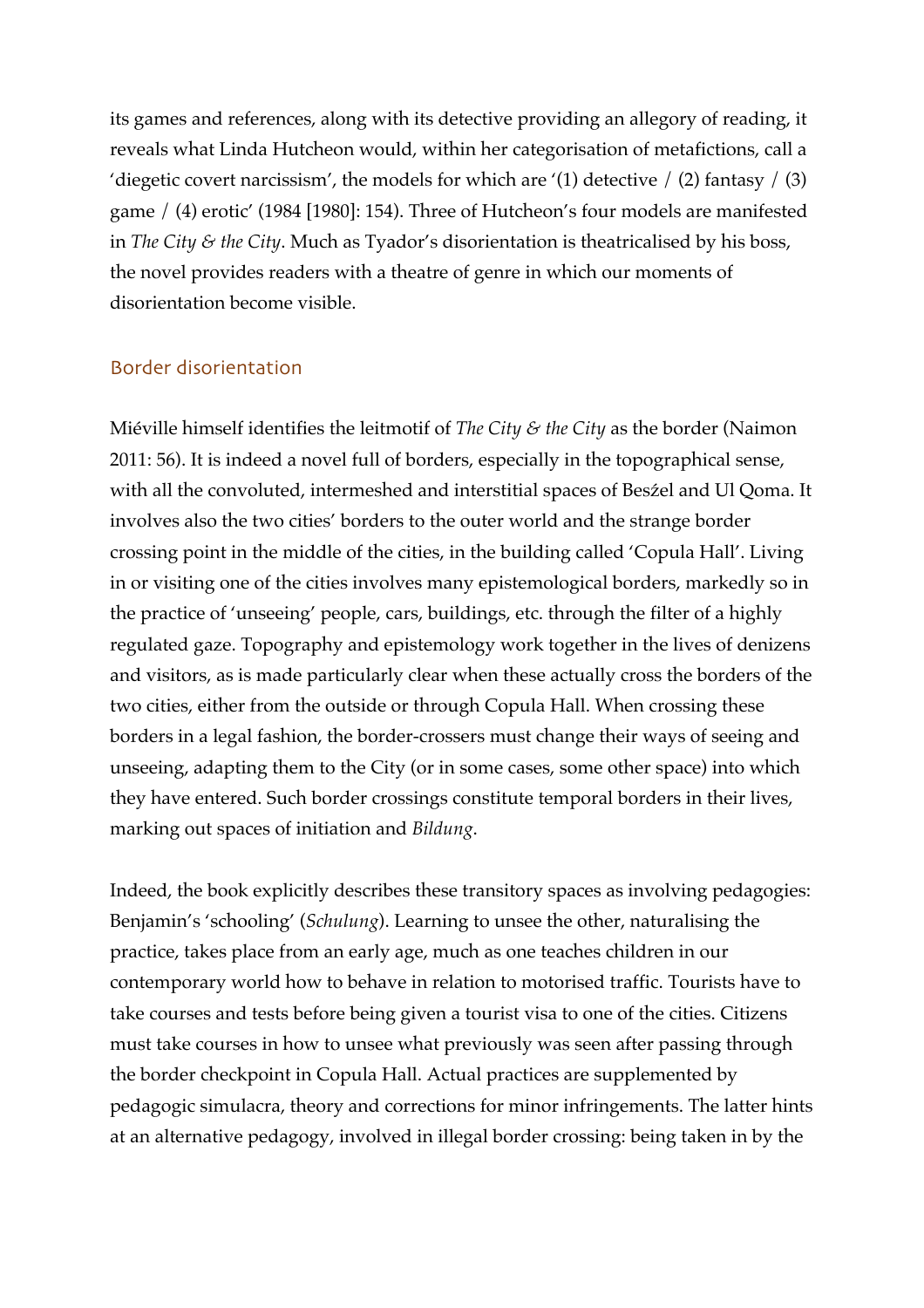its games and references, along with its detective providing an allegory of reading, it reveals what Linda Hutcheon would, within her categorisation of metafictions, call a 'diegetic covert narcissism', the models for which are '(1) detective / (2) fantasy / (3) game / (4) erotic' (1984 [1980]: 154). Three of Hutcheon's four models are manifested in *The City & the City*. Much as Tyador's disorientation is theatricalised by his boss, the novel provides readers with a theatre of genre in which our moments of disorientation become visible.

## Border disorientation

Miéville himself identifies the leitmotif of *The City & the City* as the border (Naimon 2011: 56). It is indeed a novel full of borders, especially in the topographical sense, with all the convoluted, intermeshed and interstitial spaces of Besźel and Ul Qoma. It involves also the two cities' borders to the outer world and the strange border crossing point in the middle of the cities, in the building called 'Copula Hall'. Living in or visiting one of the cities involves many epistemological borders, markedly so in the practice of 'unseeing' people, cars, buildings, etc. through the filter of a highly regulated gaze. Topography and epistemology work together in the lives of denizens and visitors, as is made particularly clear when these actually cross the borders of the two cities, either from the outside or through Copula Hall. When crossing these borders in a legal fashion, the border-crossers must change their ways of seeing and unseeing, adapting them to the City (or in some cases, some other space) into which they have entered. Such border crossings constitute temporal borders in their lives, marking out spaces of initiation and *Bildung*.

Indeed, the book explicitly describes these transitory spaces as involving pedagogies: Benjamin's 'schooling' (*Schulung*). Learning to unsee the other, naturalising the practice, takes place from an early age, much as one teaches children in our contemporary world how to behave in relation to motorised traffic. Tourists have to take courses and tests before being given a tourist visa to one of the cities. Citizens must take courses in how to unsee what previously was seen after passing through the border checkpoint in Copula Hall. Actual practices are supplemented by pedagogic simulacra, theory and corrections for minor infringements. The latter hints at an alternative pedagogy, involved in illegal border crossing: being taken in by the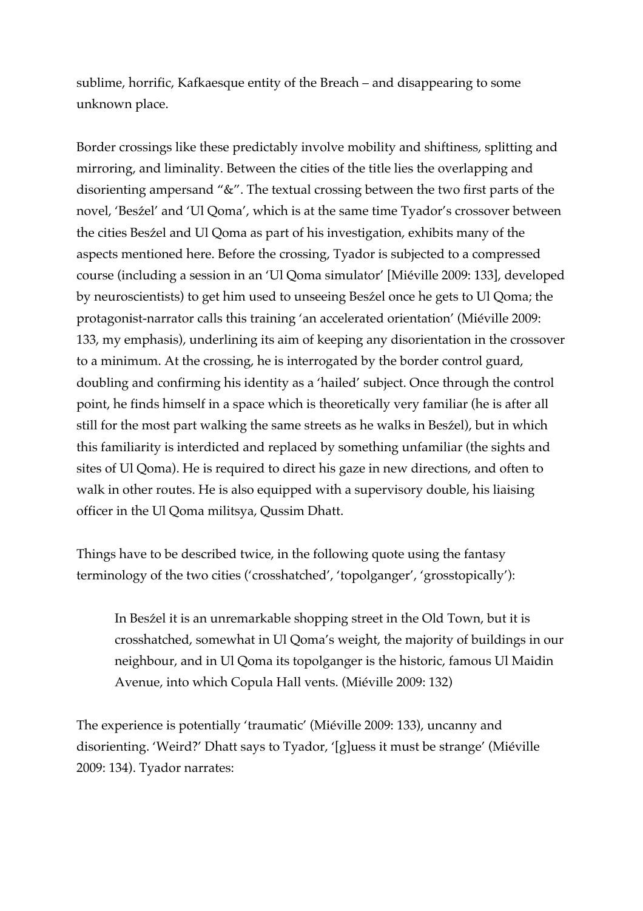sublime, horrific, Kafkaesque entity of the Breach – and disappearing to some unknown place.

Border crossings like these predictably involve mobility and shiftiness, splitting and mirroring, and liminality. Between the cities of the title lies the overlapping and disorienting ampersand "&". The textual crossing between the two first parts of the novel, 'Besźel' and 'Ul Qoma', which is at the same time Tyador's crossover between the cities Besźel and Ul Qoma as part of his investigation, exhibits many of the aspects mentioned here. Before the crossing, Tyador is subjected to a compressed course (including a session in an 'Ul Qoma simulator' [Miéville 2009: 133], developed by neuroscientists) to get him used to unseeing Besźel once he gets to Ul Qoma; the protagonist-narrator calls this training 'an accelerated *orientation*' (Miéville 2009: 133, my emphasis), underlining its aim of keeping any disorientation in the crossover to a minimum. At the crossing, he is interrogated by the border control guard, doubling and confirming his identity as a 'hailed' subject. Once through the control point, he finds himself in a space which is theoretically very familiar (he is after all still for the most part walking the same streets as he walks in Besźel), but in which this familiarity is interdicted and replaced by something unfamiliar (the sights and sites of Ul Qoma). He is required to direct his gaze in new directions, and often to walk in other routes. He is also equipped with a supervisory double, his liaising officer in the Ul Qoma militsya, Qussim Dhatt.

Things have to be described twice, in the following quote using the fantasy terminology of the two cities ('crosshatched', 'topolganger', 'grosstopically'):

> In Besźel it is an unremarkable shopping street in the Old Town, but it is crosshatched, somewhat in Ul Qoma's weight, the majority of buildings in our neighbour, and in Ul Qoma its topolganger is the historic, famous Ul Maidin Avenue, into which Copula Hall vents. (Miéville 2009: 132)

The experience is potentially 'traumatic' (Miéville 2009: 133), uncanny and disorienting. 'Weird?' Dhatt says to Tyador, '[g]uess it must be strange' (Miéville 2009: 134). Tyador narrates: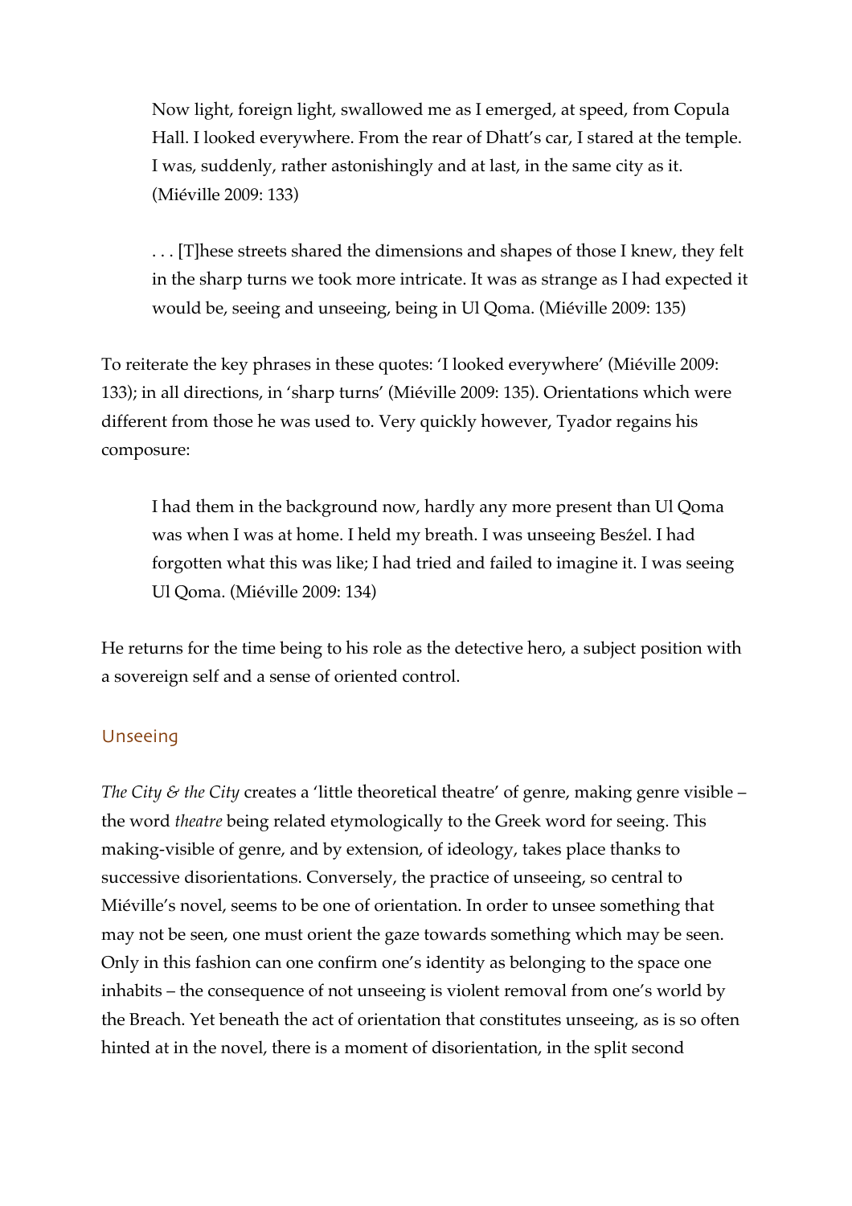> Now light, foreign light, swallowed me as I emerged, at speed, from Copula Hall. I looked everywhere. From the rear of Dhatt's car, I stared at the temple. I was, suddenly, rather astonishingly and at last, in the same city as it. (Miéville 2009: 133)

> . . . [T]hese streets shared the dimensions and shapes of those I knew, they felt in the sharp turns we took more intricate. It was as strange as I had expected it would be, seeing and unseeing, being in Ul Qoma. (Miéville 2009: 135)

To reiterate the key phrases in these quotes: 'I looked everywhere' (Miéville 2009: 133); in all directions, in 'sharp turns' (Miéville 2009: 135). Orientations which were different from those he was used to. Very quickly however, Tyador regains his composure:

> I had them in the background now, hardly any more present than Ul Qoma was when I was at home. I held my breath. I was unseeing Besźel. I had forgotten what this was like; I had tried and failed to imagine it. I was seeing Ul Qoma. (Miéville 2009: 134)

He returns for the time being to his role as the detective hero, a subject position with a sovereign self and a sense of oriented control.

## Unseeing

*The City & the City* creates a 'little theoretical theatre' of genre, making genre visible – the word *theatre* being related etymologically to the Greek word for seeing. This making-visible of genre, and by extension, of ideology, takes place thanks to successive disorientations. Conversely, the practice of unseeing, so central to Miéville's novel, seems to be one of orientation. In order to unsee something that may not be seen, one must orient the gaze towards something which may be seen. Only in this fashion can one confirm one's identity as belonging to the space one inhabits – the consequence of not unseeing is violent removal from one's world by the Breach. Yet beneath the act of orientation that constitutes unseeing, as is so often hinted at in the novel, there is a moment of disorientation, in the split second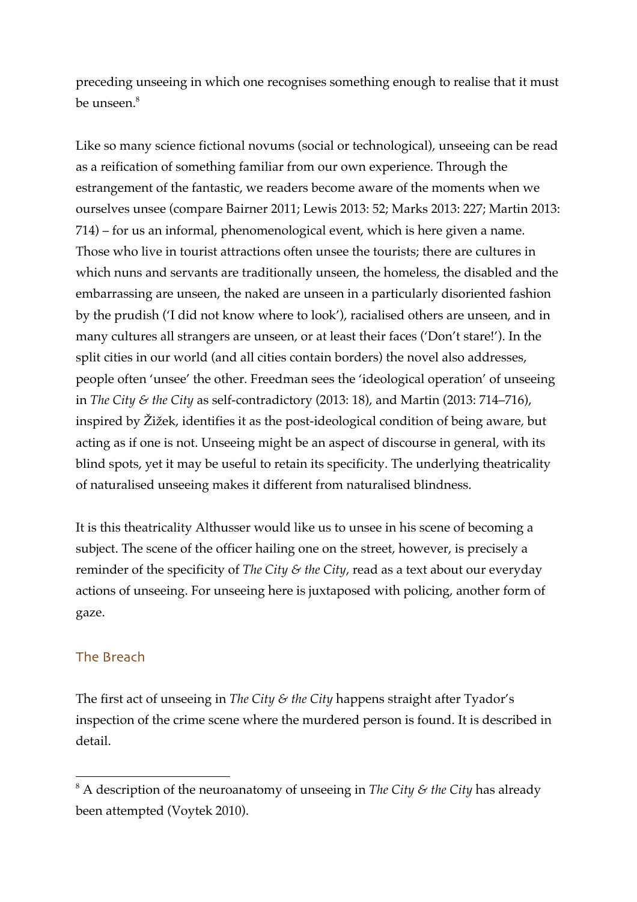preceding unseeing in which one recognises something enough to realise that it must be unseen.[8]

Like so many science fictional novums (social or technological), unseeing can be read as a reification of something familiar from our own experience. Through the estrangement of the fantastic, we readers become aware of the moments when we ourselves unsee (compare Bairner 2011; Lewis 2013: 52; Marks 2013: 227; Martin 2013: 714) – for us an informal, phenomenological event, which is here given a name. Those who live in tourist attractions often unsee the tourists; there are cultures in which nuns and servants are traditionally unseen, the homeless, the disabled and the embarrassing are unseen, the naked are unseen in a particularly disoriented fashion by the prudish ('I did not know where to look'), racialised others are unseen, and in many cultures all strangers are unseen, or at least their faces ('Don't stare!'). In the split cities in our world (and all cities contain borders) the novel also addresses, people often 'unsee' the other. Freedman sees the 'ideological operation' of unseeing in *The City & the City* as self-contradictory (2013: 18), and Martin (2013: 714–716), inspired by Žižek, identifies it as the post-ideological condition of being aware, but acting as if one is not. Unseeing might be an aspect of discourse in general, with its blind spots, yet it may be useful to retain its specificity. The underlying theatricality of naturalised unseeing makes it different from naturalised blindness.

It is this theatricality Althusser would like us to unsee in his scene of becoming a subject. The scene of the officer hailing one on the street, however, is precisely a reminder of the specificity of *The City & the City*, read as a text about our everyday actions of unseeing. For unseeing here is juxtaposed with policing, another form of gaze.

## The Breach

The first act of unseeing in *The City & the City* happens straight after Tyador's inspection of the crime scene where the murdered person is found. It is described in detail.

[8] A description of the neuroanatomy of unseeing in *The City & the City* has already been attempted (Voytek 2010).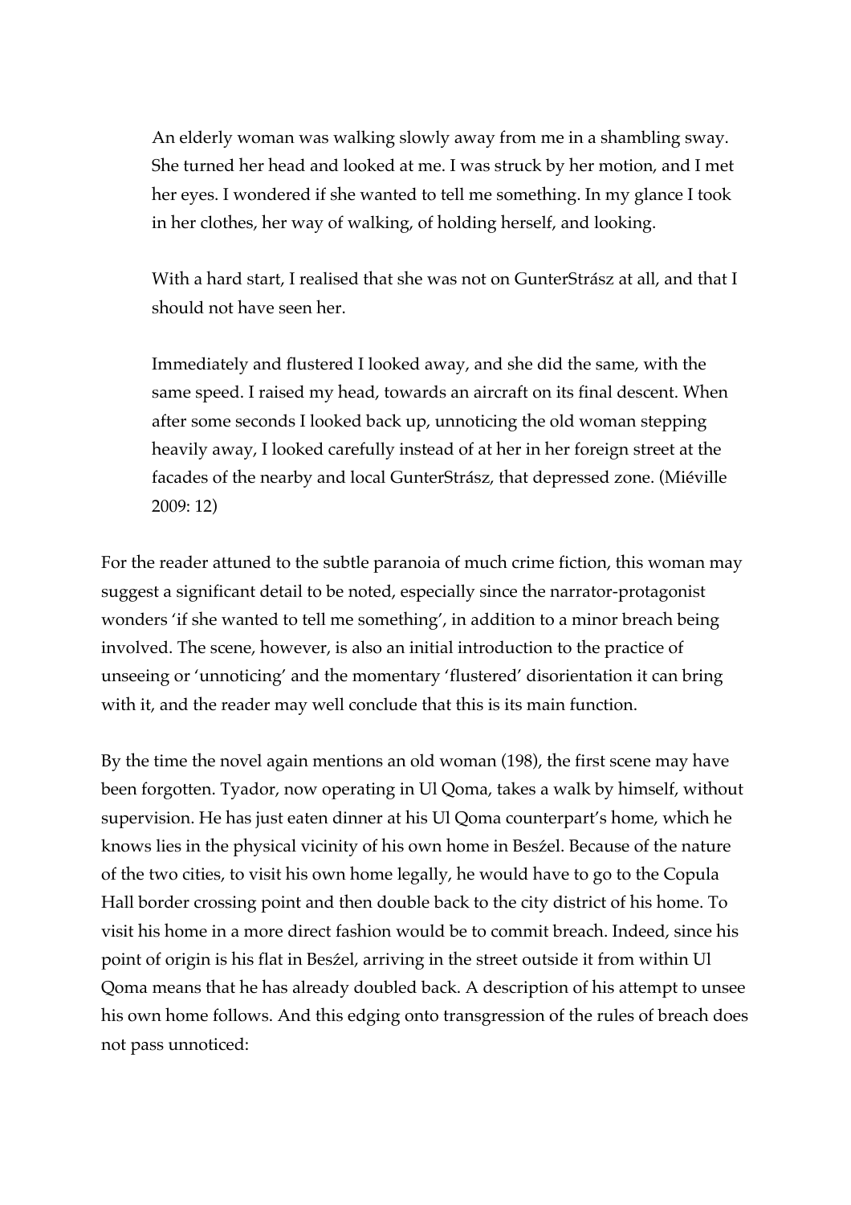> An elderly woman was walking slowly away from me in a shambling sway. She turned her head and looked at me. I was struck by her motion, and I met her eyes. I wondered if she wanted to tell me something. In my glance I took in her clothes, her way of walking, of holding herself, and looking.
>
> With a hard start, I realised that she was not on GunterStrász at all, and that I should not have seen her.
>
> Immediately and flustered I looked away, and she did the same, with the same speed. I raised my head, towards an aircraft on its final descent. When after some seconds I looked back up, unnoticing the old woman stepping heavily away, I looked carefully instead of at her in her foreign street at the facades of the nearby and local GunterStrász, that depressed zone. (Miéville 2009: 12)

For the reader attuned to the subtle paranoia of much crime fiction, this woman may suggest a significant detail to be noted, especially since the narrator-protagonist wonders 'if she wanted to tell me something', in addition to a minor breach being involved. The scene, however, is also an initial introduction to the practice of unseeing or 'unnoticing' and the momentary 'flustered' disorientation it can bring with it, and the reader may well conclude that this is its main function.

By the time the novel again mentions an old woman (198), the first scene may have been forgotten. Tyador, now operating in Ul Qoma, takes a walk by himself, without supervision. He has just eaten dinner at his Ul Qoma counterpart's home, which he knows lies in the physical vicinity of his own home in Beszél. Because of the nature of the two cities, to visit his own home legally, he would have to go to the Copula Hall border crossing point and then double back to the city district of his home. To visit his home in a more direct fashion would be to commit breach. Indeed, since his point of origin is his flat in Beszél, arriving in the street outside it from within Ul Qoma means that he has already doubled back. A description of his attempt to unsee his own home follows. And this edging onto transgression of the rules of breach does not pass unnoticed: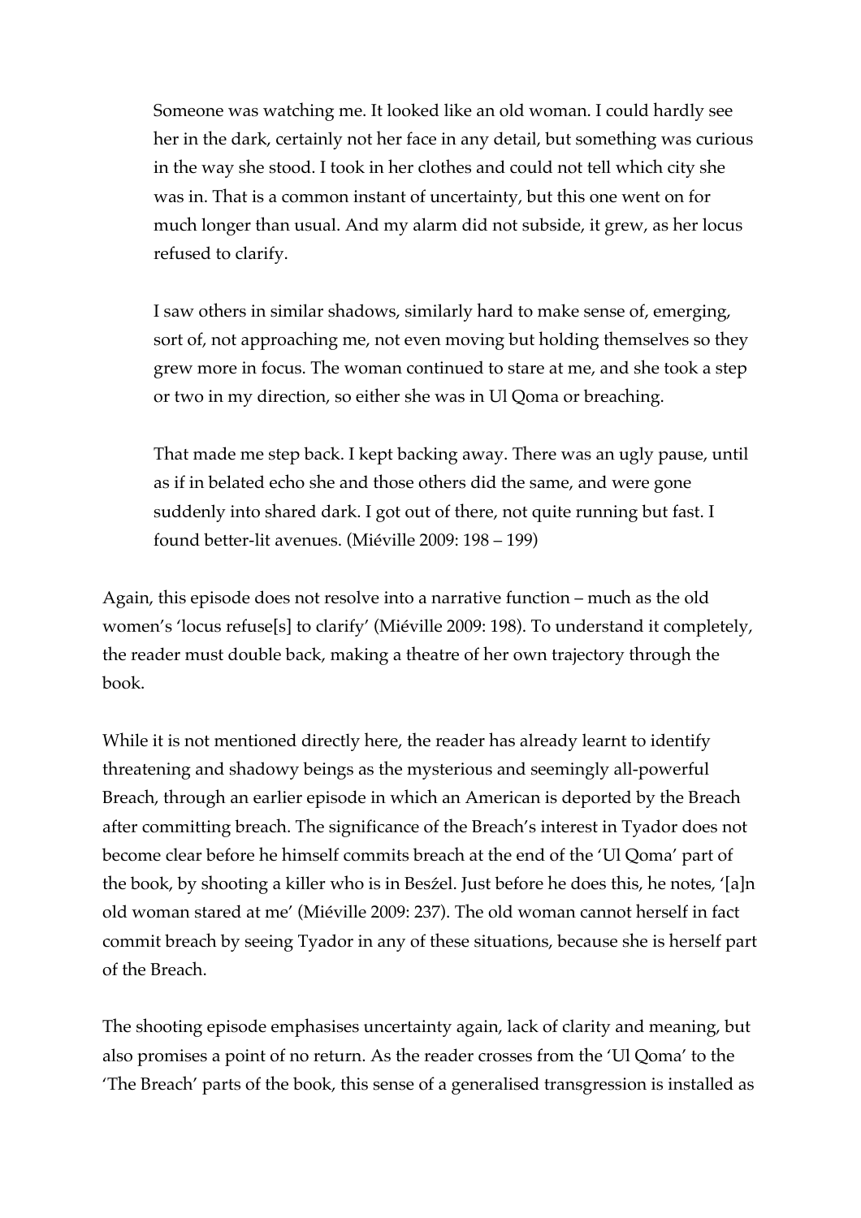> Someone was watching me. It looked like an old woman. I could hardly see her in the dark, certainly not her face in any detail, but something was curious in the way she stood. I took in her clothes and could not tell which city she was in. That is a common instant of uncertainty, but this one went on for much longer than usual. And my alarm did not subside, it grew, as her locus refused to clarify.
>
> I saw others in similar shadows, similarly hard to make sense of, emerging, sort of, not approaching me, not even moving but holding themselves so they grew more in focus. The woman continued to stare at me, and she took a step or two in my direction, so either she was in Ul Qoma or breaching.
>
> That made me step back. I kept backing away. There was an ugly pause, until as if in belated echo she and those others did the same, and were gone suddenly into shared dark. I got out of there, not quite running but fast. I found better-lit avenues. (Miéville 2009: 198 – 199)

Again, this episode does not resolve into a narrative function – much as the old women's 'locus refuse[s] to clarify' (Miéville 2009: 198). To understand it completely, the reader must double back, making a theatre of her own trajectory through the book.

While it is not mentioned directly here, the reader has already learnt to identify threatening and shadowy beings as the mysterious and seemingly all-powerful Breach, through an earlier episode in which an American is deported by the Breach after committing breach. The significance of the Breach's interest in Tyador does not become clear before he himself commits breach at the end of the 'Ul Qoma' part of the book, by shooting a killer who is in Besźel. Just before he does this, he notes, '[a]n old woman stared at me' (Miéville 2009: 237). The old woman cannot herself in fact commit breach by seeing Tyador in any of these situations, because she is herself part of the Breach.

The shooting episode emphasises uncertainty again, lack of clarity and meaning, but also promises a point of no return. As the reader crosses from the 'Ul Qoma' to the 'The Breach' parts of the book, this sense of a generalised transgression is installed as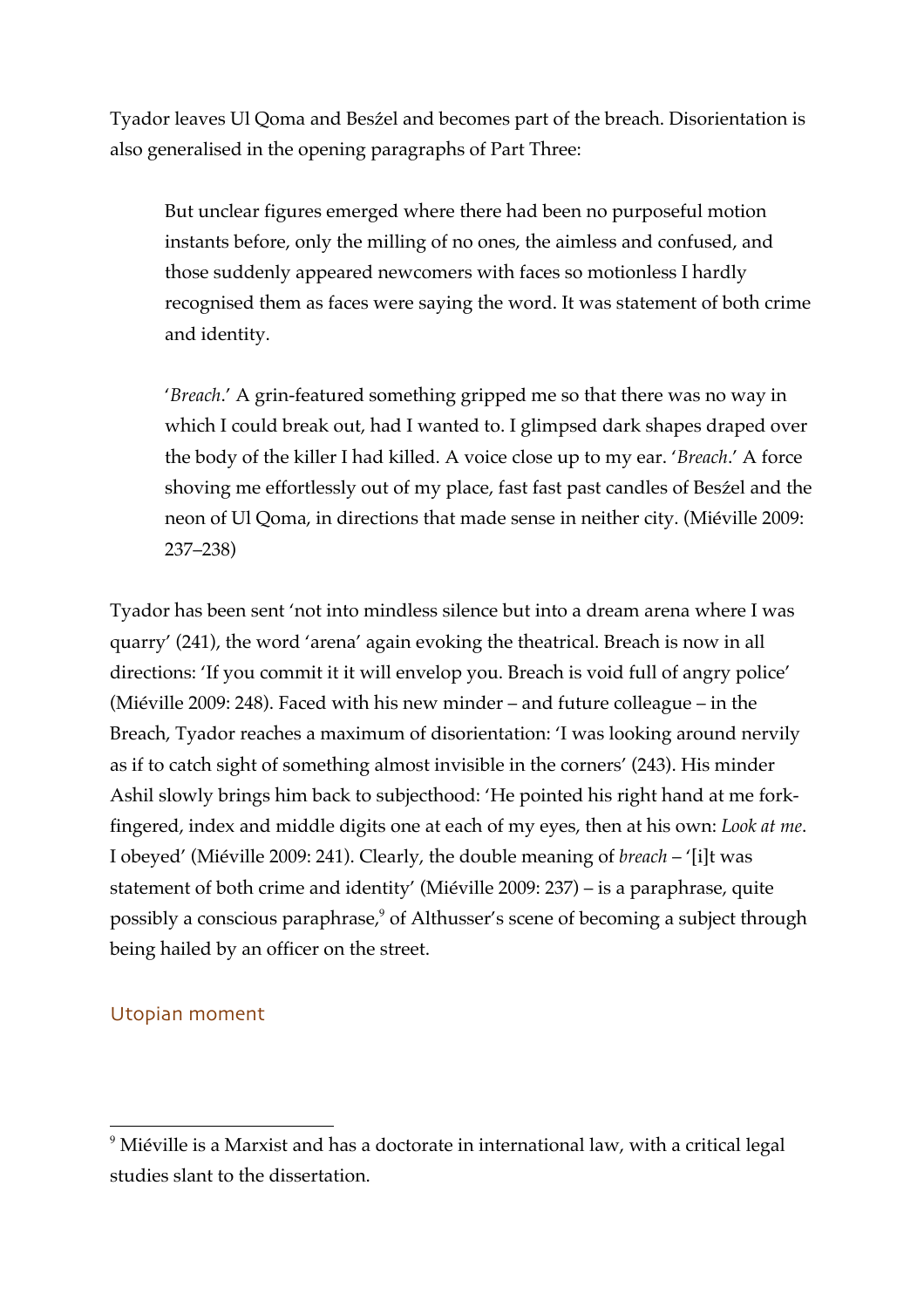Tyador leaves Ul Qoma and Besźel and becomes part of the breach. Disorientation is also generalised in the opening paragraphs of Part Three:

> But unclear figures emerged where there had been no purposeful motion instants before, only the milling of no ones, the aimless and confused, and those suddenly appeared newcomers with faces so motionless I hardly recognised them as faces were saying the word. It was statement of both crime and identity.
>
> '*Breach*.' A grin-featured something gripped me so that there was no way in which I could break out, had I wanted to. I glimpsed dark shapes draped over the body of the killer I had killed. A voice close up to my ear. '*Breach*.' A force shoving me effortlessly out of my place, fast fast past candles of Besźel and the neon of Ul Qoma, in directions that made sense in neither city. (Miéville 2009: 237–238)

Tyador has been sent 'not into mindless silence but into a dream arena where I was quarry' (241), the word 'arena' again evoking the theatrical. Breach is now in all directions: 'If you commit it it will envelop you. Breach is void full of angry police' (Miéville 2009: 248). Faced with his new minder – and future colleague – in the Breach, Tyador reaches a maximum of disorientation: 'I was looking around nervily as if to catch sight of something almost invisible in the corners' (243). His minder Ashil slowly brings him back to subjecthood: 'He pointed his right hand at me fork-fingered, index and middle digits one at each of my eyes, then at his own: *Look at me*. I obeyed' (Miéville 2009: 241). Clearly, the double meaning of *breach* – '[i]t was statement of both crime and identity' (Miéville 2009: 237) – is a paraphrase, quite possibly a conscious paraphrase,[9] of Althusser's scene of becoming a subject through being hailed by an officer on the street.

## Utopian moment

---

[9] Miéville is a Marxist and has a doctorate in international law, with a critical legal studies slant to the dissertation.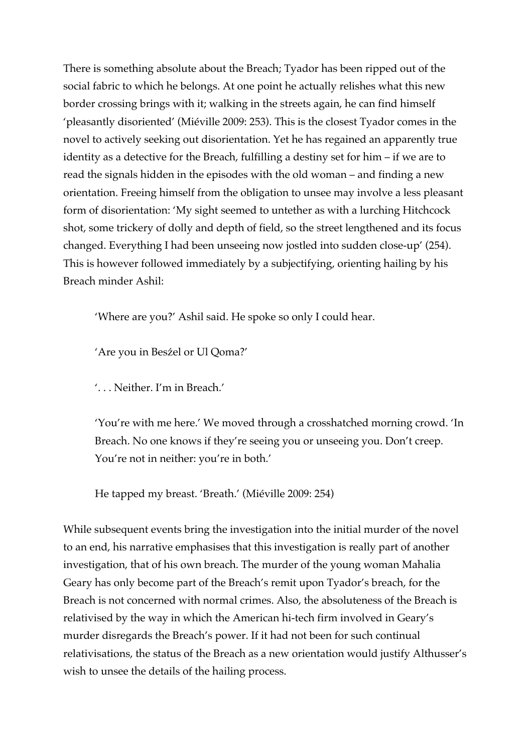There is something absolute about the Breach; Tyador has been ripped out of the social fabric to which he belongs. At one point he actually relishes what this new border crossing brings with it; walking in the streets again, he can find himself 'pleasantly disoriented' (Miéville 2009: 253). This is the closest Tyador comes in the novel to actively seeking out disorientation. Yet he has regained an apparently true identity as a detective for the Breach, fulfilling a destiny set for him – if we are to read the signals hidden in the episodes with the old woman – and finding a new orientation. Freeing himself from the obligation to unsee may involve a less pleasant form of disorientation: 'My sight seemed to untether as with a lurching Hitchcock shot, some trickery of dolly and depth of field, so the street lengthened and its focus changed. Everything I had been unseeing now jostled into sudden close-up' (254). This is however followed immediately by a subjectifying, orienting hailing by his Breach minder Ashil:

> 'Where are you?' Ashil said. He spoke so only I could hear.
>
> 'Are you in Besźel or Ul Qoma?'
>
> '. . . Neither. I'm in Breach.'
>
> 'You're with me here.' We moved through a crosshatched morning crowd. 'In Breach. No one knows if they're seeing you or unseeing you. Don't creep. You're not in neither: you're in both.'
>
> He tapped my breast. 'Breath.' (Miéville 2009: 254)

While subsequent events bring the investigation into the initial murder of the novel to an end, his narrative emphasises that this investigation is really part of another investigation, that of his own breach. The murder of the young woman Mahalia Geary has only become part of the Breach's remit upon Tyador's breach, for the Breach is not concerned with normal crimes. Also, the absoluteness of the Breach is relativised by the way in which the American hi-tech firm involved in Geary's murder disregards the Breach's power. If it had not been for such continual relativisations, the status of the Breach as a new orientation would justify Althusser's wish to unsee the details of the hailing process.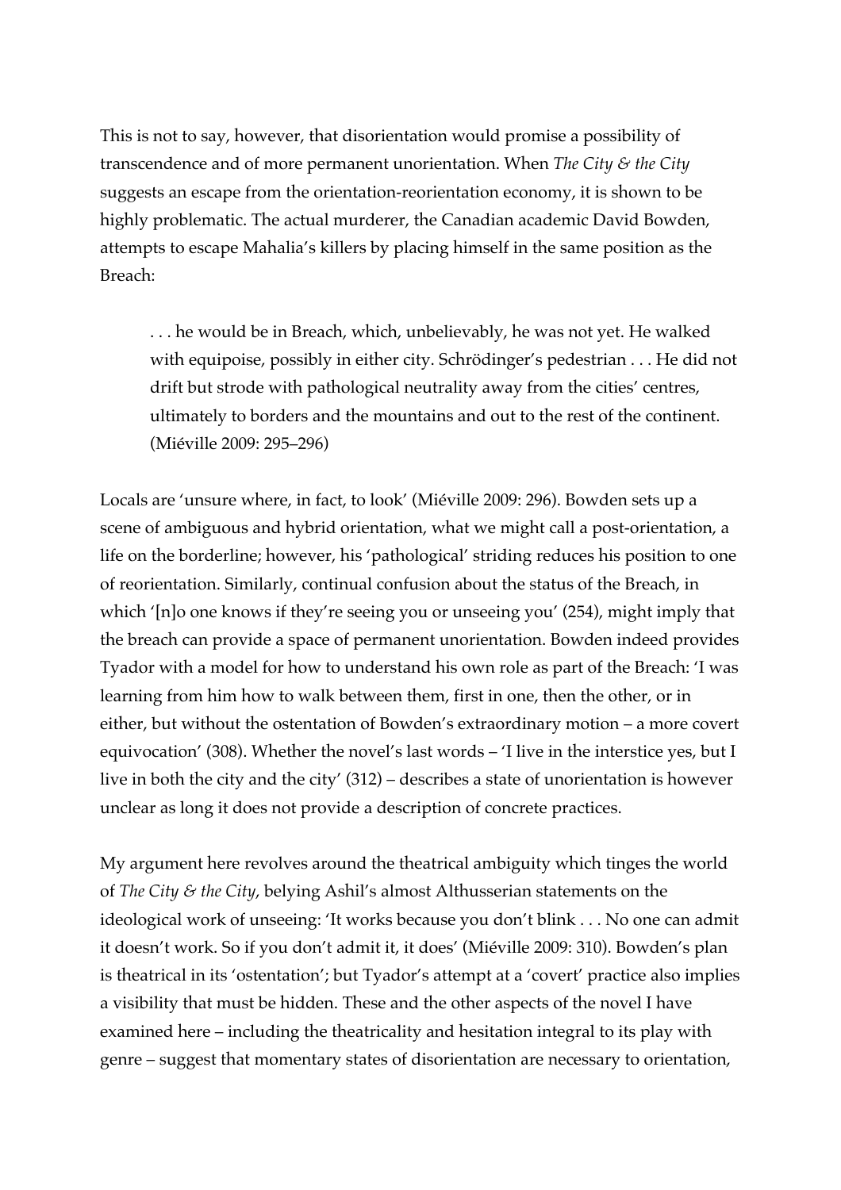This is not to say, however, that disorientation would promise a possibility of transcendence and of more permanent unorientation. When *The City & the City* suggests an escape from the orientation-reorientation economy, it is shown to be highly problematic. The actual murderer, the Canadian academic David Bowden, attempts to escape Mahalia's killers by placing himself in the same position as the Breach:

> . . . he would be in Breach, which, unbelievably, he was not yet. He walked with equipoise, possibly in either city. Schrödinger's pedestrian . . . He did not drift but strode with pathological neutrality away from the cities' centres, ultimately to borders and the mountains and out to the rest of the continent. (Miéville 2009: 295–296)

Locals are 'unsure where, in fact, to look' (Miéville 2009: 296). Bowden sets up a scene of ambiguous and hybrid orientation, what we might call a post-orientation, a life on the borderline; however, his 'pathological' striding reduces his position to one of reorientation. Similarly, continual confusion about the status of the Breach, in which '[n]o one knows if they're seeing you or unseeing you' (254), might imply that the breach can provide a space of permanent unorientation. Bowden indeed provides Tyador with a model for how to understand his own role as part of the Breach: 'I was learning from him how to walk between them, first in one, then the other, or in either, but without the ostentation of Bowden's extraordinary motion – a more covert equivocation' (308). Whether the novel's last words – 'I live in the interstice yes, but I live in both the city and the city' (312) – describes a state of unorientation is however unclear as long it does not provide a description of concrete practices.

My argument here revolves around the theatrical ambiguity which tinges the world of *The City & the City*, belying Ashil's almost Althusserian statements on the ideological work of unseeing: 'It works because you don't blink . . . No one can admit it doesn't work. So if you don't admit it, it does' (Miéville 2009: 310). Bowden's plan is theatrical in its 'ostentation'; but Tyador's attempt at a 'covert' practice also implies a visibility that must be hidden. These and the other aspects of the novel I have examined here – including the theatricality and hesitation integral to its play with genre – suggest that momentary states of disorientation are necessary to orientation,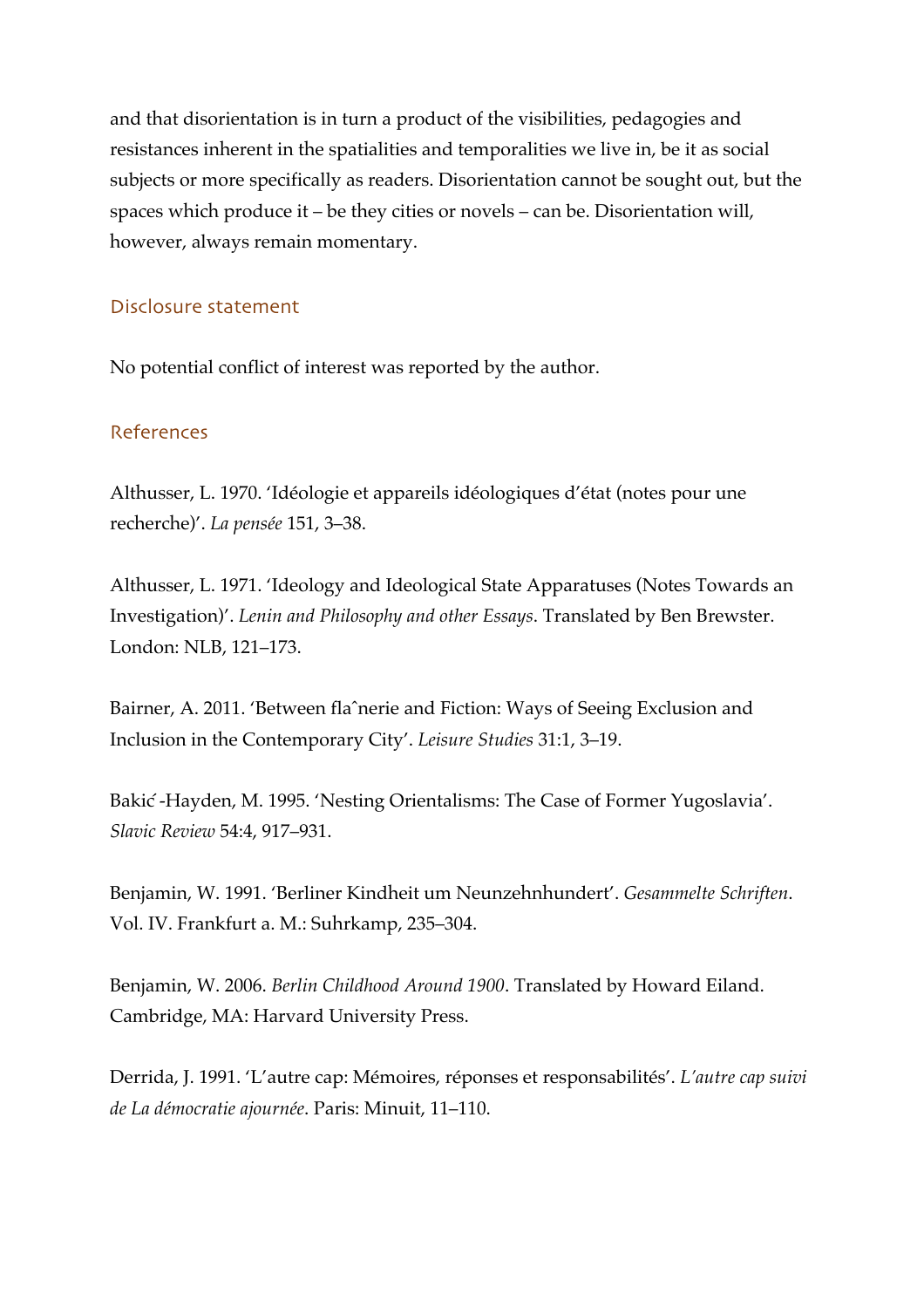and that disorientation is in turn a product of the visibilities, pedagogies and resistances inherent in the spatialities and temporalities we live in, be it as social subjects or more specifically as readers. Disorientation cannot be sought out, but the spaces which produce it – be they cities or novels – can be. Disorientation will, however, always remain momentary.

## Disclosure statement

No potential conflict of interest was reported by the author.

## References

Althusser, L. 1970. 'Idéologie et appareils idéologiques d'état (notes pour une recherche)'. *La pensée* 151, 3–38.

Althusser, L. 1971. 'Ideology and Ideological State Apparatuses (Notes Towards an Investigation)'. *Lenin and Philosophy and other Essays*. Translated by Ben Brewster. London: NLB, 121–173.

Bairner, A. 2011. 'Between flaˆnerie and Fiction: Ways of Seeing Exclusion and Inclusion in the Contemporary City'. *Leisure Studies* 31:1, 3–19.

Bakić-Hayden, M. 1995. 'Nesting Orientalisms: The Case of Former Yugoslavia'. *Slavic Review* 54:4, 917–931.

Benjamin, W. 1991. 'Berliner Kindheit um Neunzehnhundert'. *Gesammelte Schriften*. Vol. IV. Frankfurt a. M.: Suhrkamp, 235–304.

Benjamin, W. 2006. *Berlin Childhood Around 1900*. Translated by Howard Eiland. Cambridge, MA: Harvard University Press.

Derrida, J. 1991. 'L'autre cap: Mémoires, réponses et responsabilités'. *L'autre cap suivi de La démocratie ajournée*. Paris: Minuit, 11–110.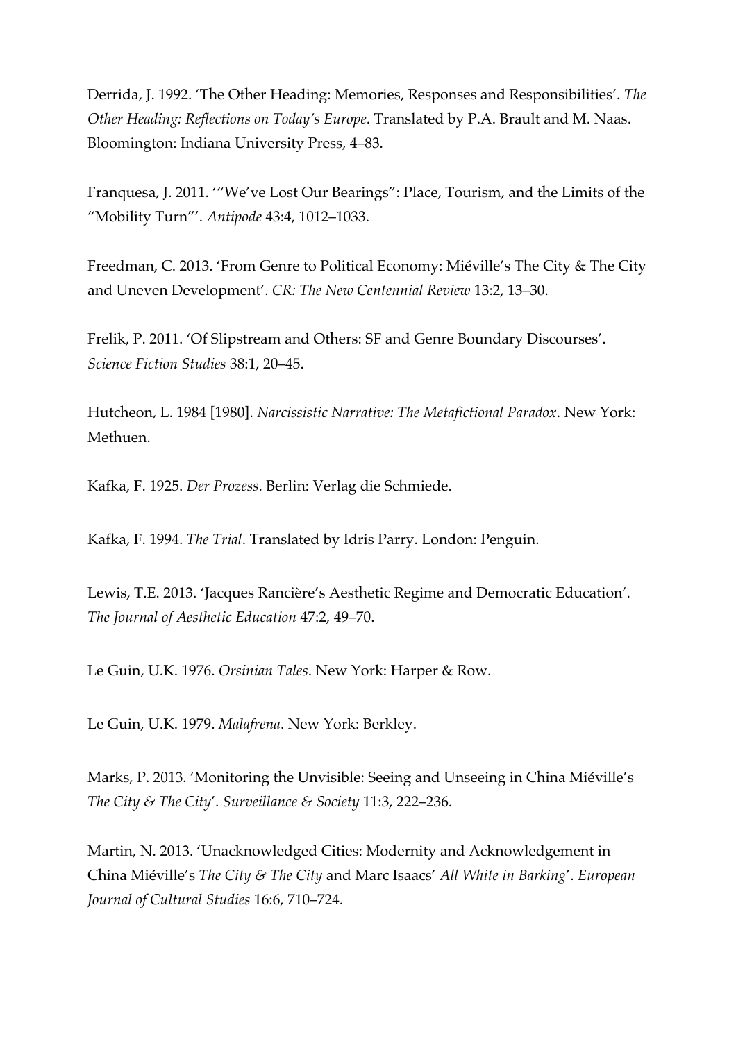Derrida, J. 1992. 'The Other Heading: Memories, Responses and Responsibilities'. *The Other Heading: Reflections on Today's Europe*. Translated by P.A. Brault and M. Naas. Bloomington: Indiana University Press, 4–83.

Franquesa, J. 2011. '"We've Lost Our Bearings": Place, Tourism, and the Limits of the "Mobility Turn"'. *Antipode* 43:4, 1012–1033.

Freedman, C. 2013. 'From Genre to Political Economy: Miéville's The City & The City and Uneven Development'. *CR: The New Centennial Review* 13:2, 13–30.

Frelik, P. 2011. 'Of Slipstream and Others: SF and Genre Boundary Discourses'. *Science Fiction Studies* 38:1, 20–45.

Hutcheon, L. 1984 [1980]. *Narcissistic Narrative: The Metafictional Paradox*. New York: Methuen.

Kafka, F. 1925. *Der Prozess*. Berlin: Verlag die Schmiede.

Kafka, F. 1994. *The Trial*. Translated by Idris Parry. London: Penguin.

Lewis, T.E. 2013. 'Jacques Rancière's Aesthetic Regime and Democratic Education'. *The Journal of Aesthetic Education* 47:2, 49–70.

Le Guin, U.K. 1976. *Orsinian Tales*. New York: Harper & Row.

Le Guin, U.K. 1979. *Malafrena*. New York: Berkley.

Marks, P. 2013. 'Monitoring the Unvisible: Seeing and Unseeing in China Miéville's *The City & The City*'. *Surveillance & Society* 11:3, 222–236.

Martin, N. 2013. 'Unacknowledged Cities: Modernity and Acknowledgement in China Miéville's *The City & The City* and Marc Isaacs' *All White in Barking*'. *European Journal of Cultural Studies* 16:6, 710–724.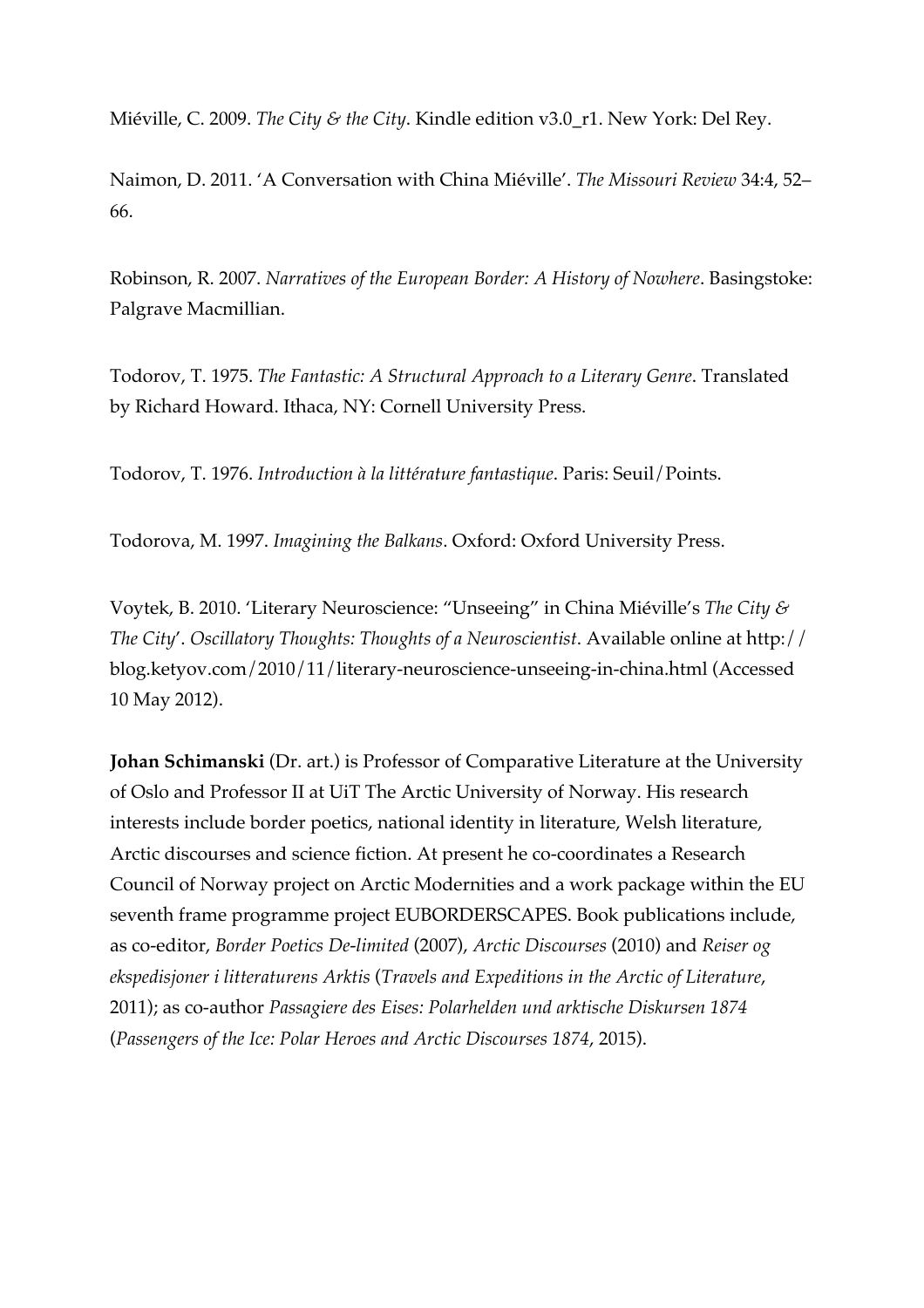Miéville, C. 2009. *The City & the City*. Kindle edition v3.0_r1. New York: Del Rey.

Naimon, D. 2011. 'A Conversation with China Miéville'. *The Missouri Review* 34:4, 52–66.

Robinson, R. 2007. *Narratives of the European Border: A History of Nowhere*. Basingstoke: Palgrave Macmillian.

Todorov, T. 1975. *The Fantastic: A Structural Approach to a Literary Genre*. Translated by Richard Howard. Ithaca, NY: Cornell University Press.

Todorov, T. 1976. *Introduction à la littérature fantastique*. Paris: Seuil/Points.

Todorova, M. 1997. *Imagining the Balkans*. Oxford: Oxford University Press.

Voytek, B. 2010. 'Literary Neuroscience: "Unseeing" in China Miéville's *The City & The City*'. *Oscillatory Thoughts: Thoughts of a Neuroscientist*. Available online at http://blog.ketyov.com/2010/11/literary-neuroscience-unseeing-in-china.html (Accessed 10 May 2012).

**Johan Schimanski** (Dr. art.) is Professor of Comparative Literature at the University of Oslo and Professor II at UiT The Arctic University of Norway. His research interests include border poetics, national identity in literature, Welsh literature, Arctic discourses and science fiction. At present he co-coordinates a Research Council of Norway project on Arctic Modernities and a work package within the EU seventh frame programme project EUBORDERSCAPES. Book publications include, as co-editor, *Border Poetics De-limited* (2007), *Arctic Discourses* (2010) and *Reiser og ekspedisjoner i litteraturens Arktis* (*Travels and Expeditions in the Arctic of Literature*, 2011); as co-author *Passagiere des Eises: Polarhelden und arktische Diskursen 1874* (*Passengers of the Ice: Polar Heroes and Arctic Discourses 1874*, 2015).